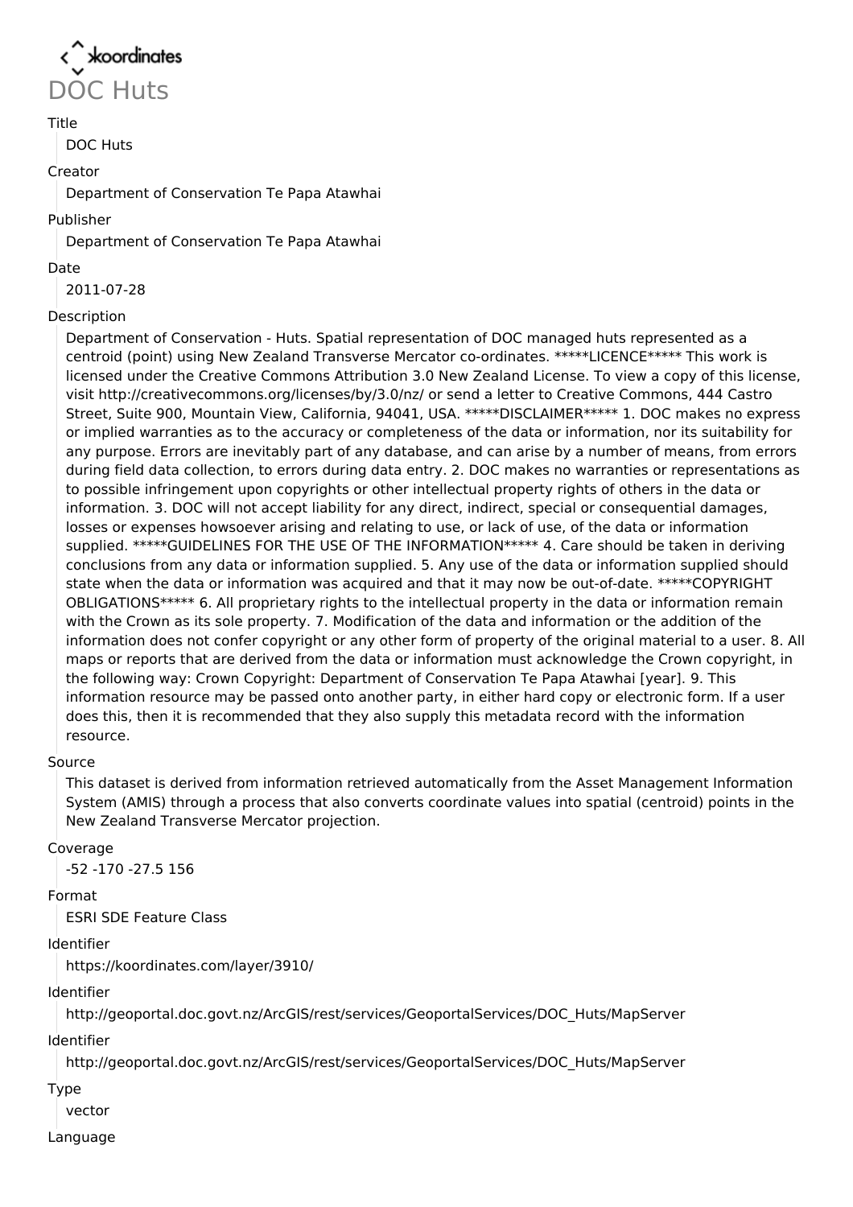koordinates

# DOC Huts

**Title**

DOC Huts

**Creator**

Department of Conservation Te Papa Atawhai

**Publisher**

Department of Conservation Te Papa Atawhai

**Date**

2011-07-28

**Description**

Department of Conservation - Huts. Spatial representation of DOC managed huts represented as a centroid (point) using New Zealand Transverse Mercator co-ordinates. *****LICENCE***** This work is licensed under the Creative Commons Attribution 3.0 New Zealand License. To view a copy of this license, visit http://creativecommons.org/licenses/by/3.0/nz/ or send a letter to Creative Commons, 444 Castro Street, Suite 900, Mountain View, California, 94041, USA. *****DISCLAIMER***** 1. DOC makes no express or implied warranties as to the accuracy or completeness of the data or information, nor its suitability for any purpose. Errors are inevitably part of any database, and can arise by a number of means, from errors during field data collection, to errors during data entry. 2. DOC makes no warranties or representations as to possible infringement upon copyrights or other intellectual property rights of others in the data or information. 3. DOC will not accept liability for any direct, indirect, special or consequential damages, losses or expenses howsoever arising and relating to use, or lack of use, of the data or information supplied. *****GUIDELINES FOR THE USE OF THE INFORMATION***** 4. Care should be taken in deriving conclusions from any data or information supplied. 5. Any use of the data or information supplied should state when the data or information was acquired and that it may now be out-of-date. *****COPYRIGHT OBLIGATIONS***** 6. All proprietary rights to the intellectual property in the data or information remain with the Crown as its sole property. 7. Modification of the data and information or the addition of the information does not confer copyright or any other form of property of the original material to a user. 8. All maps or reports that are derived from the data or information must acknowledge the Crown copyright, in the following way: Crown Copyright: Department of Conservation Te Papa Atawhai [year]. 9. This information resource may be passed onto another party, in either hard copy or electronic form. If a user does this, then it is recommended that they also supply this metadata record with the information resource.

**Source**

This dataset is derived from information retrieved automatically from the Asset Management Information System (AMIS) through a process that also converts coordinate values into spatial (centroid) points in the New Zealand Transverse Mercator projection.

**Coverage**

-52 -170 -27.5 156

**Format**

ESRI SDE Feature Class

**Identifier**

https://koordinates.com/layer/3910/

**Identifier**

http://geoportal.doc.govt.nz/ArcGIS/rest/services/GeoportalServices/DOC_Huts/MapServer

**Identifier**

http://geoportal.doc.govt.nz/ArcGIS/rest/services/GeoportalServices/DOC_Huts/MapServer

**Type**

vector

**Language**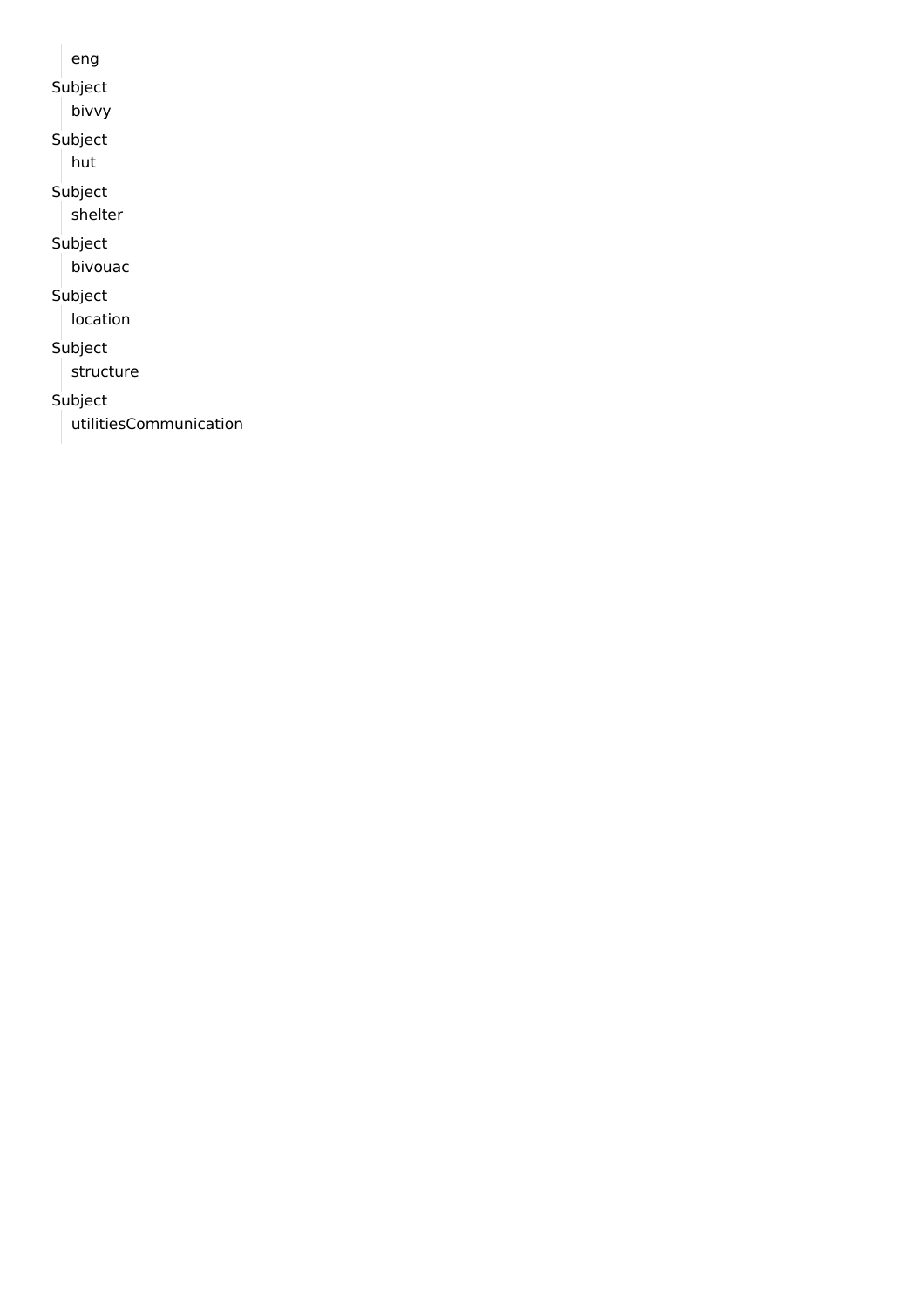eng

Subject

bivvy

Subject

hut

Subject

shelter

Subject

bivouac

Subject

location

Subject

structure

Subject

utilitiesCommunication